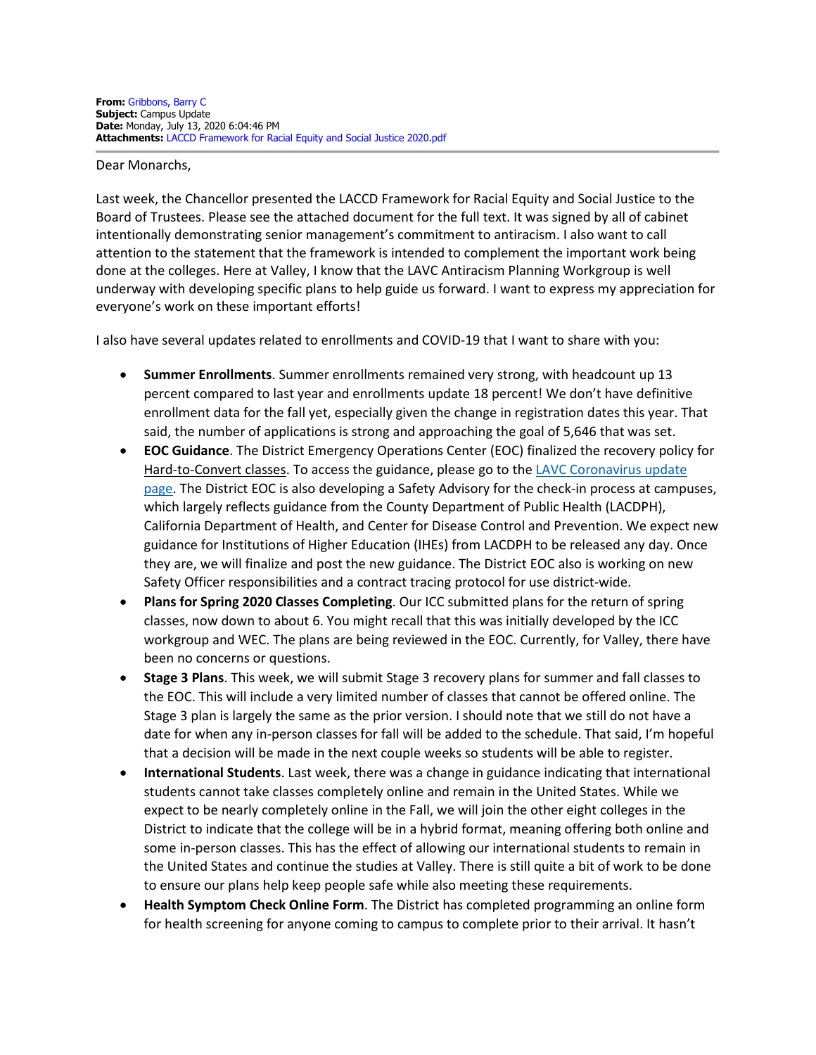**From:** Gribbons, Barry C
**Subject:** Campus Update
**Date:** Monday, July 13, 2020 6:04:46 PM
**Attachments:** LACCD Framework for Racial Equity and Social Justice 2020.pdf

---

Dear Monarchs,

Last week, the Chancellor presented the LACCD Framework for Racial Equity and Social Justice to the Board of Trustees. Please see the attached document for the full text. It was signed by all of cabinet intentionally demonstrating senior management's commitment to antiracism. I also want to call attention to the statement that the framework is intended to complement the important work being done at the colleges. Here at Valley, I know that the LAVC Antiracism Planning Workgroup is well underway with developing specific plans to help guide us forward. I want to express my appreciation for everyone's work on these important efforts!

I also have several updates related to enrollments and COVID-19 that I want to share with you:

- **Summer Enrollments**. Summer enrollments remained very strong, with headcount up 13 percent compared to last year and enrollments update 18 percent! We don't have definitive enrollment data for the fall yet, especially given the change in registration dates this year. That said, the number of applications is strong and approaching the goal of 5,646 that was set.
- **EOC Guidance**. The District Emergency Operations Center (EOC) finalized the recovery policy for Hard-to-Convert classes. To access the guidance, please go to the LAVC Coronavirus update page. The District EOC is also developing a Safety Advisory for the check-in process at campuses, which largely reflects guidance from the County Department of Public Health (LACDPH), California Department of Health, and Center for Disease Control and Prevention. We expect new guidance for Institutions of Higher Education (IHEs) from LACDPH to be released any day. Once they are, we will finalize and post the new guidance. The District EOC also is working on new Safety Officer responsibilities and a contract tracing protocol for use district-wide.
- **Plans for Spring 2020 Classes Completing**. Our ICC submitted plans for the return of spring classes, now down to about 6. You might recall that this was initially developed by the ICC workgroup and WEC. The plans are being reviewed in the EOC. Currently, for Valley, there have been no concerns or questions.
- **Stage 3 Plans**. This week, we will submit Stage 3 recovery plans for summer and fall classes to the EOC. This will include a very limited number of classes that cannot be offered online. The Stage 3 plan is largely the same as the prior version. I should note that we still do not have a date for when any in-person classes for fall will be added to the schedule. That said, I'm hopeful that a decision will be made in the next couple weeks so students will be able to register.
- **International Students**. Last week, there was a change in guidance indicating that international students cannot take classes completely online and remain in the United States. While we expect to be nearly completely online in the Fall, we will join the other eight colleges in the District to indicate that the college will be in a hybrid format, meaning offering both online and some in-person classes. This has the effect of allowing our international students to remain in the United States and continue the studies at Valley. There is still quite a bit of work to be done to ensure our plans help keep people safe while also meeting these requirements.
- **Health Symptom Check Online Form**. The District has completed programming an online form for health screening for anyone coming to campus to complete prior to their arrival. It hasn't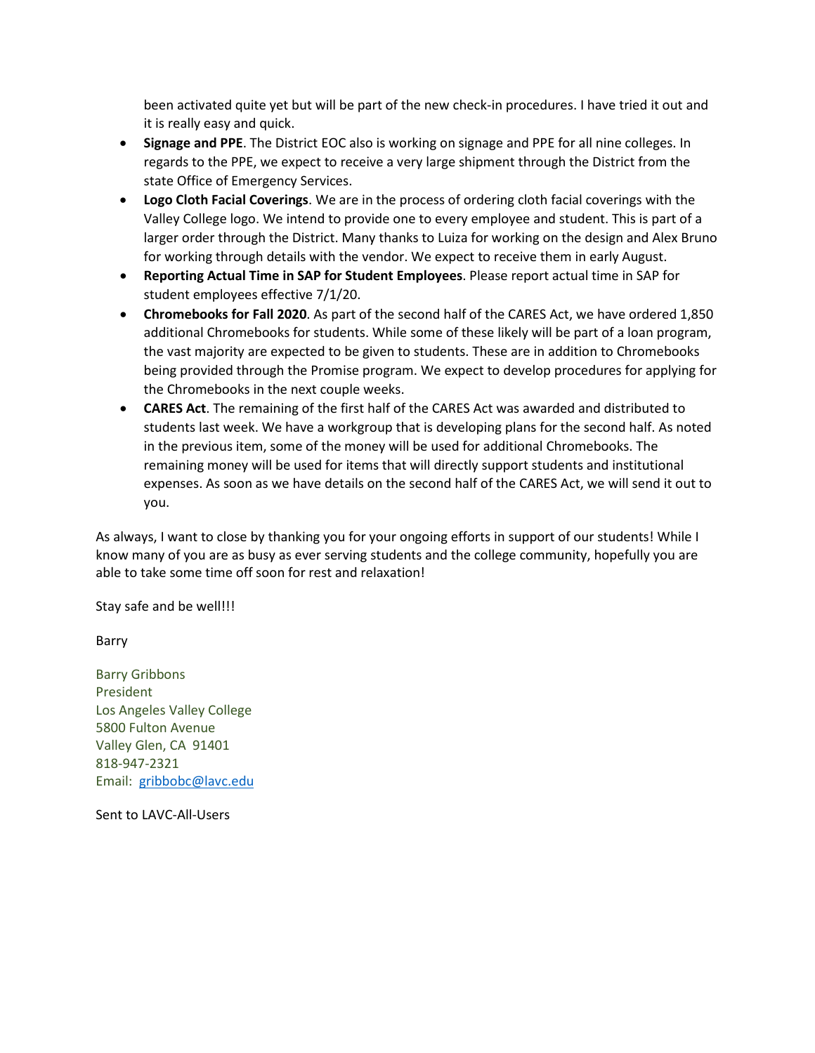been activated quite yet but will be part of the new check-in procedures. I have tried it out and it is really easy and quick.

- **Signage and PPE**. The District EOC also is working on signage and PPE for all nine colleges. In regards to the PPE, we expect to receive a very large shipment through the District from the state Office of Emergency Services.
- **Logo Cloth Facial Coverings**. We are in the process of ordering cloth facial coverings with the Valley College logo. We intend to provide one to every employee and student. This is part of a larger order through the District. Many thanks to Luiza for working on the design and Alex Bruno for working through details with the vendor. We expect to receive them in early August.
- **Reporting Actual Time in SAP for Student Employees**. Please report actual time in SAP for student employees effective 7/1/20.
- **Chromebooks for Fall 2020**. As part of the second half of the CARES Act, we have ordered 1,850 additional Chromebooks for students. While some of these likely will be part of a loan program, the vast majority are expected to be given to students. These are in addition to Chromebooks being provided through the Promise program. We expect to develop procedures for applying for the Chromebooks in the next couple weeks.
- **CARES Act**. The remaining of the first half of the CARES Act was awarded and distributed to students last week. We have a workgroup that is developing plans for the second half. As noted in the previous item, some of the money will be used for additional Chromebooks. The remaining money will be used for items that will directly support students and institutional expenses. As soon as we have details on the second half of the CARES Act, we will send it out to you.

As always, I want to close by thanking you for your ongoing efforts in support of our students! While I know many of you are as busy as ever serving students and the college community, hopefully you are able to take some time off soon for rest and relaxation!

Stay safe and be well!!!

Barry

Barry Gribbons
President
Los Angeles Valley College
5800 Fulton Avenue
Valley Glen, CA 91401
818-947-2321
Email: gribbobc@lavc.edu

Sent to LAVC-All-Users